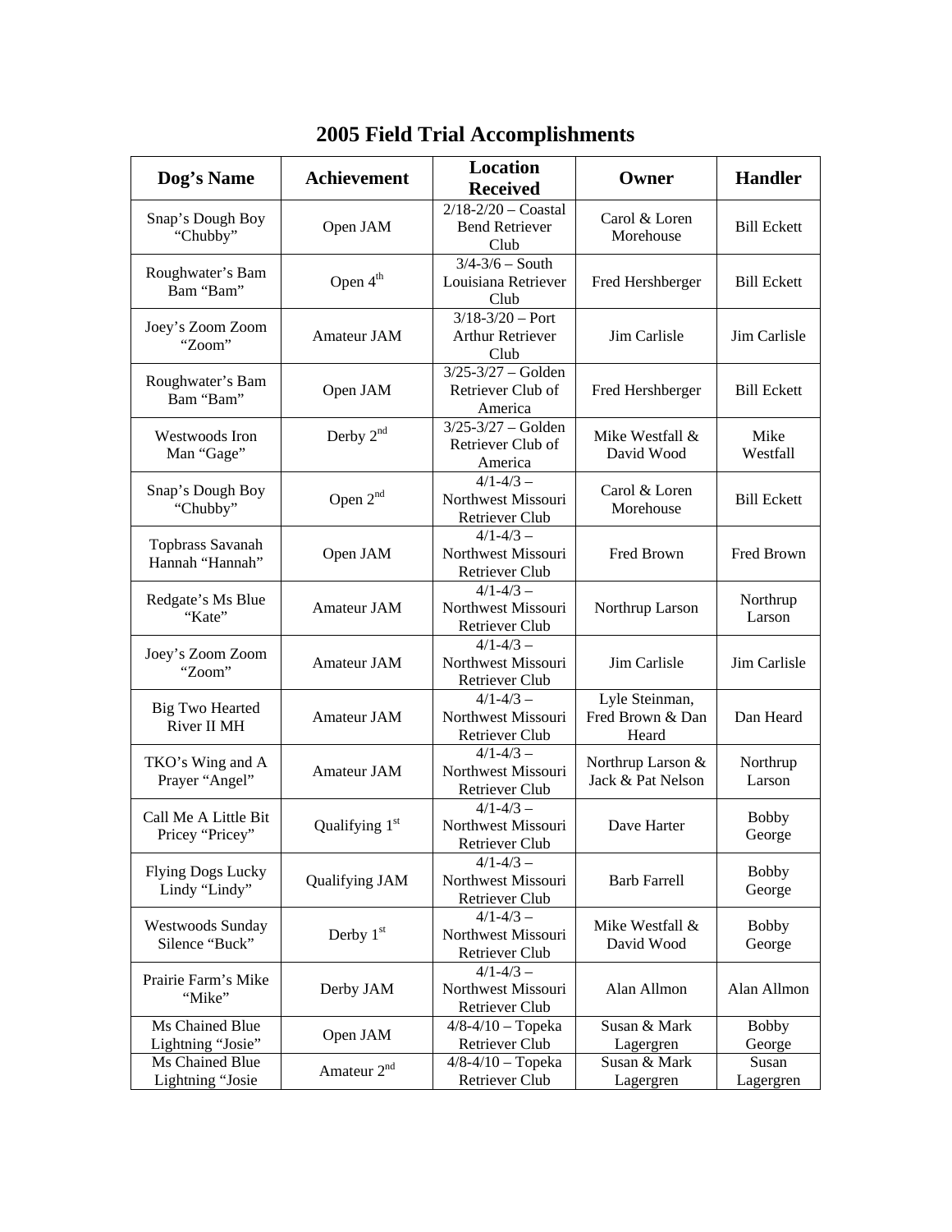# 2005 Field Trial Accomplishments

| Dog's Name | Achievement | Location Received | Owner | Handler |
|---|---|---|---|---|
| Snap's Dough Boy "Chubby" | Open JAM | 2/18-2/20 – Coastal Bend Retriever Club | Carol & Loren Morehouse | Bill Eckett |
| Roughwater's Bam Bam "Bam" | Open 4th | 3/4-3/6 – South Louisiana Retriever Club | Fred Hershberger | Bill Eckett |
| Joey's Zoom Zoom "Zoom" | Amateur JAM | 3/18-3/20 – Port Arthur Retriever Club | Jim Carlisle | Jim Carlisle |
| Roughwater's Bam Bam "Bam" | Open JAM | 3/25-3/27 – Golden Retriever Club of America | Fred Hershberger | Bill Eckett |
| Westwoods Iron Man "Gage" | Derby 2nd | 3/25-3/27 – Golden Retriever Club of America | Mike Westfall & David Wood | Mike Westfall |
| Snap's Dough Boy "Chubby" | Open 2nd | 4/1-4/3 – Northwest Missouri Retriever Club | Carol & Loren Morehouse | Bill Eckett |
| Topbrass Savanah Hannah "Hannah" | Open JAM | 4/1-4/3 – Northwest Missouri Retriever Club | Fred Brown | Fred Brown |
| Redgate's Ms Blue "Kate" | Amateur JAM | 4/1-4/3 – Northwest Missouri Retriever Club | Northrup Larson | Northrup Larson |
| Joey's Zoom Zoom "Zoom" | Amateur JAM | 4/1-4/3 – Northwest Missouri Retriever Club | Jim Carlisle | Jim Carlisle |
| Big Two Hearted River II MH | Amateur JAM | 4/1-4/3 – Northwest Missouri Retriever Club | Lyle Steinman, Fred Brown & Dan Heard | Dan Heard |
| TKO's Wing and A Prayer "Angel" | Amateur JAM | 4/1-4/3 – Northwest Missouri Retriever Club | Northrup Larson & Jack & Pat Nelson | Northrup Larson |
| Call Me A Little Bit Pricey "Pricey" | Qualifying 1st | 4/1-4/3 – Northwest Missouri Retriever Club | Dave Harter | Bobby George |
| Flying Dogs Lucky Lindy "Lindy" | Qualifying JAM | 4/1-4/3 – Northwest Missouri Retriever Club | Barb Farrell | Bobby George |
| Westwoods Sunday Silence "Buck" | Derby 1st | 4/1-4/3 – Northwest Missouri Retriever Club | Mike Westfall & David Wood | Bobby George |
| Prairie Farm's Mike "Mike" | Derby JAM | 4/1-4/3 – Northwest Missouri Retriever Club | Alan Allmon | Alan Allmon |
| Ms Chained Blue Lightning "Josie" | Open JAM | 4/8-4/10 – Topeka Retriever Club | Susan & Mark Lagergren | Bobby George |
| Ms Chained Blue Lightning "Josie | Amateur 2nd | 4/8-4/10 – Topeka Retriever Club | Susan & Mark Lagergren | Susan Lagergren |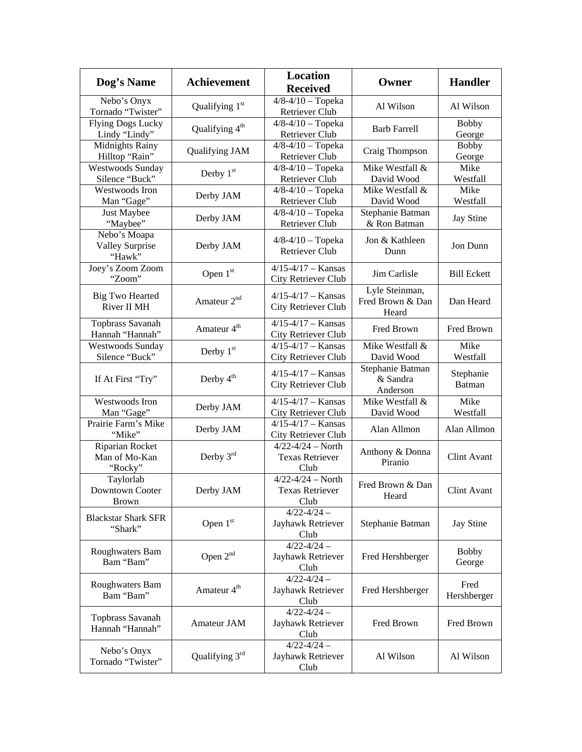| Dog's Name | Achievement | Location Received | Owner | Handler |
|---|---|---|---|---|
| Nebo's Onyx Tornado "Twister" | Qualifying 1st | 4/8-4/10 – Topeka Retriever Club | Al Wilson | Al Wilson |
| Flying Dogs Lucky Lindy "Lindy" | Qualifying 4th | 4/8-4/10 – Topeka Retriever Club | Barb Farrell | Bobby George |
| Midnights Rainy Hilltop "Rain" | Qualifying JAM | 4/8-4/10 – Topeka Retriever Club | Craig Thompson | Bobby George |
| Westwoods Sunday Silence "Buck" | Derby 1st | 4/8-4/10 – Topeka Retriever Club | Mike Westfall & David Wood | Mike Westfall |
| Westwoods Iron Man "Gage" | Derby JAM | 4/8-4/10 – Topeka Retriever Club | Mike Westfall & David Wood | Mike Westfall |
| Just Maybee "Maybee" | Derby JAM | 4/8-4/10 – Topeka Retriever Club | Stephanie Batman & Ron Batman | Jay Stine |
| Nebo's Moapa Valley Surprise "Hawk" | Derby JAM | 4/8-4/10 – Topeka Retriever Club | Jon & Kathleen Dunn | Jon Dunn |
| Joey's Zoom Zoom "Zoom" | Open 1st | 4/15-4/17 – Kansas City Retriever Club | Jim Carlisle | Bill Eckett |
| Big Two Hearted River II MH | Amateur 2nd | 4/15-4/17 – Kansas City Retriever Club | Lyle Steinman, Fred Brown & Dan Heard | Dan Heard |
| Topbrass Savanah Hannah "Hannah" | Amateur 4th | 4/15-4/17 – Kansas City Retriever Club | Fred Brown | Fred Brown |
| Westwoods Sunday Silence "Buck" | Derby 1st | 4/15-4/17 – Kansas City Retriever Club | Mike Westfall & David Wood | Mike Westfall |
| If At First "Try" | Derby 4th | 4/15-4/17 – Kansas City Retriever Club | Stephanie Batman & Sandra Anderson | Stephanie Batman |
| Westwoods Iron Man "Gage" | Derby JAM | 4/15-4/17 – Kansas City Retriever Club | Mike Westfall & David Wood | Mike Westfall |
| Prairie Farm's Mike "Mike" | Derby JAM | 4/15-4/17 – Kansas City Retriever Club | Alan Allmon | Alan Allmon |
| Riparian Rocket Man of Mo-Kan "Rocky" | Derby 3rd | 4/22-4/24 – North Texas Retriever Club | Anthony & Donna Piranio | Clint Avant |
| Taylorlab Downtown Cooter Brown | Derby JAM | 4/22-4/24 – North Texas Retriever Club | Fred Brown & Dan Heard | Clint Avant |
| Blackstar Shark SFR "Shark" | Open 1st | 4/22-4/24 – Jayhawk Retriever Club | Stephanie Batman | Jay Stine |
| Roughwaters Bam Bam "Bam" | Open 2nd | 4/22-4/24 – Jayhawk Retriever Club | Fred Hershberger | Bobby George |
| Roughwaters Bam Bam "Bam" | Amateur 4th | 4/22-4/24 – Jayhawk Retriever Club | Fred Hershberger | Fred Hershberger |
| Topbrass Savanah Hannah "Hannah" | Amateur JAM | 4/22-4/24 – Jayhawk Retriever Club | Fred Brown | Fred Brown |
| Nebo's Onyx Tornado "Twister" | Qualifying 3rd | 4/22-4/24 – Jayhawk Retriever Club | Al Wilson | Al Wilson |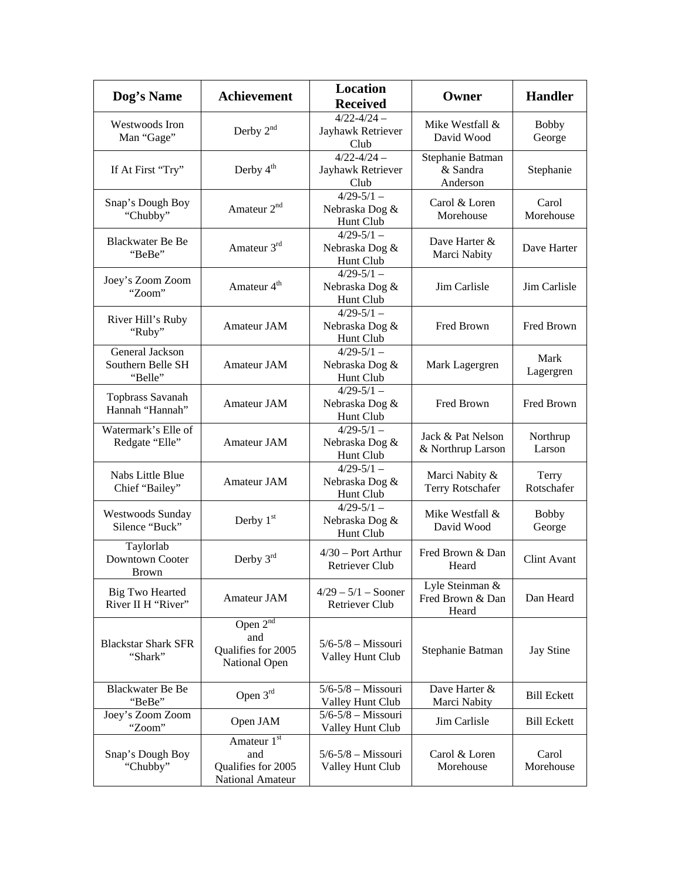| Dog's Name | Achievement | Location Received | Owner | Handler |
|---|---|---|---|---|
| Westwoods Iron Man "Gage" | Derby 2nd | 4/22-4/24 – Jayhawk Retriever Club | Mike Westfall & David Wood | Bobby George |
| If At First "Try" | Derby 4th | 4/22-4/24 – Jayhawk Retriever Club | Stephanie Batman & Sandra Anderson | Stephanie |
| Snap's Dough Boy "Chubby" | Amateur 2nd | 4/29-5/1 – Nebraska Dog & Hunt Club | Carol & Loren Morehouse | Carol Morehouse |
| Blackwater Be Be "BeBe" | Amateur 3rd | 4/29-5/1 – Nebraska Dog & Hunt Club | Dave Harter & Marci Nabity | Dave Harter |
| Joey's Zoom Zoom "Zoom" | Amateur 4th | 4/29-5/1 – Nebraska Dog & Hunt Club | Jim Carlisle | Jim Carlisle |
| River Hill's Ruby "Ruby" | Amateur JAM | 4/29-5/1 – Nebraska Dog & Hunt Club | Fred Brown | Fred Brown |
| General Jackson Southern Belle SH "Belle" | Amateur JAM | 4/29-5/1 – Nebraska Dog & Hunt Club | Mark Lagergren | Mark Lagergren |
| Topbrass Savanah Hannah "Hannah" | Amateur JAM | 4/29-5/1 – Nebraska Dog & Hunt Club | Fred Brown | Fred Brown |
| Watermark's Elle of Redgate "Elle" | Amateur JAM | 4/29-5/1 – Nebraska Dog & Hunt Club | Jack & Pat Nelson & Northrup Larson | Northrup Larson |
| Nabs Little Blue Chief "Bailey" | Amateur JAM | 4/29-5/1 – Nebraska Dog & Hunt Club | Marci Nabity & Terry Rotschafer | Terry Rotschafer |
| Westwoods Sunday Silence "Buck" | Derby 1st | 4/29-5/1 – Nebraska Dog & Hunt Club | Mike Westfall & David Wood | Bobby George |
| Taylorlab Downtown Cooter Brown | Derby 3rd | 4/30 – Port Arthur Retriever Club | Fred Brown & Dan Heard | Clint Avant |
| Big Two Hearted River II H "River" | Amateur JAM | 4/29 – 5/1 – Sooner Retriever Club | Lyle Steinman & Fred Brown & Dan Heard | Dan Heard |
| Blackstar Shark SFR "Shark" | Open 2nd and Qualifies for 2005 National Open | 5/6-5/8 – Missouri Valley Hunt Club | Stephanie Batman | Jay Stine |
| Blackwater Be Be "BeBe" | Open 3rd | 5/6-5/8 – Missouri Valley Hunt Club | Dave Harter & Marci Nabity | Bill Eckett |
| Joey's Zoom Zoom "Zoom" | Open JAM | 5/6-5/8 – Missouri Valley Hunt Club | Jim Carlisle | Bill Eckett |
| Snap's Dough Boy "Chubby" | Amateur 1st and Qualifies for 2005 National Amateur | 5/6-5/8 – Missouri Valley Hunt Club | Carol & Loren Morehouse | Carol Morehouse |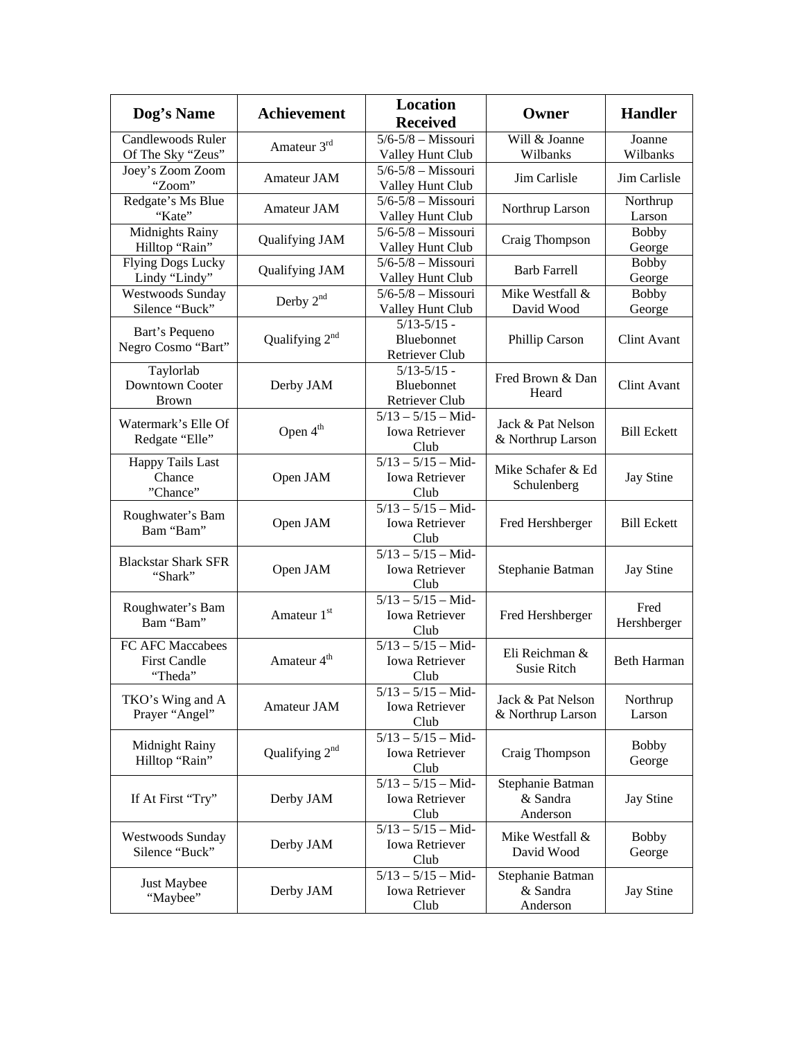| Dog's Name | Achievement | Location Received | Owner | Handler |
|---|---|---|---|---|
| Candlewoods Ruler Of The Sky "Zeus" | Amateur 3rd | 5/6-5/8 – Missouri Valley Hunt Club | Will & Joanne Wilbanks | Joanne Wilbanks |
| Joey's Zoom Zoom "Zoom" | Amateur JAM | 5/6-5/8 – Missouri Valley Hunt Club | Jim Carlisle | Jim Carlisle |
| Redgate's Ms Blue "Kate" | Amateur JAM | 5/6-5/8 – Missouri Valley Hunt Club | Northrup Larson | Northrup Larson |
| Midnights Rainy Hilltop "Rain" | Qualifying JAM | 5/6-5/8 – Missouri Valley Hunt Club | Craig Thompson | Bobby George |
| Flying Dogs Lucky Lindy "Lindy" | Qualifying JAM | 5/6-5/8 – Missouri Valley Hunt Club | Barb Farrell | Bobby George |
| Westwoods Sunday Silence "Buck" | Derby 2nd | 5/6-5/8 – Missouri Valley Hunt Club | Mike Westfall & David Wood | Bobby George |
| Bart's Pequeno Negro Cosmo "Bart" | Qualifying 2nd | 5/13-5/15 - Bluebonnet Retriever Club | Phillip Carson | Clint Avant |
| Taylorlab Downtown Cooter Brown | Derby JAM | 5/13-5/15 - Bluebonnet Retriever Club | Fred Brown & Dan Heard | Clint Avant |
| Watermark's Elle Of Redgate "Elle" | Open 4th | 5/13 – 5/15 – Mid-Iowa Retriever Club | Jack & Pat Nelson & Northrup Larson | Bill Eckett |
| Happy Tails Last Chance "Chance" | Open JAM | 5/13 – 5/15 – Mid-Iowa Retriever Club | Mike Schafer & Ed Schulenberg | Jay Stine |
| Roughwater's Bam Bam "Bam" | Open JAM | 5/13 – 5/15 – Mid-Iowa Retriever Club | Fred Hershberger | Bill Eckett |
| Blackstar Shark SFR "Shark" | Open JAM | 5/13 – 5/15 – Mid-Iowa Retriever Club | Stephanie Batman | Jay Stine |
| Roughwater's Bam Bam "Bam" | Amateur 1st | 5/13 – 5/15 – Mid-Iowa Retriever Club | Fred Hershberger | Fred Hershberger |
| FC AFC Maccabees First Candle "Theda" | Amateur 4th | 5/13 – 5/15 – Mid-Iowa Retriever Club | Eli Reichman & Susie Ritch | Beth Harman |
| TKO's Wing and A Prayer "Angel" | Amateur JAM | 5/13 – 5/15 – Mid-Iowa Retriever Club | Jack & Pat Nelson & Northrup Larson | Northrup Larson |
| Midnight Rainy Hilltop "Rain" | Qualifying 2nd | 5/13 – 5/15 – Mid-Iowa Retriever Club | Craig Thompson | Bobby George |
| If At First "Try" | Derby JAM | 5/13 – 5/15 – Mid-Iowa Retriever Club | Stephanie Batman & Sandra Anderson | Jay Stine |
| Westwoods Sunday Silence "Buck" | Derby JAM | 5/13 – 5/15 – Mid-Iowa Retriever Club | Mike Westfall & David Wood | Bobby George |
| Just Maybee "Maybee" | Derby JAM | 5/13 – 5/15 – Mid-Iowa Retriever Club | Stephanie Batman & Sandra Anderson | Jay Stine |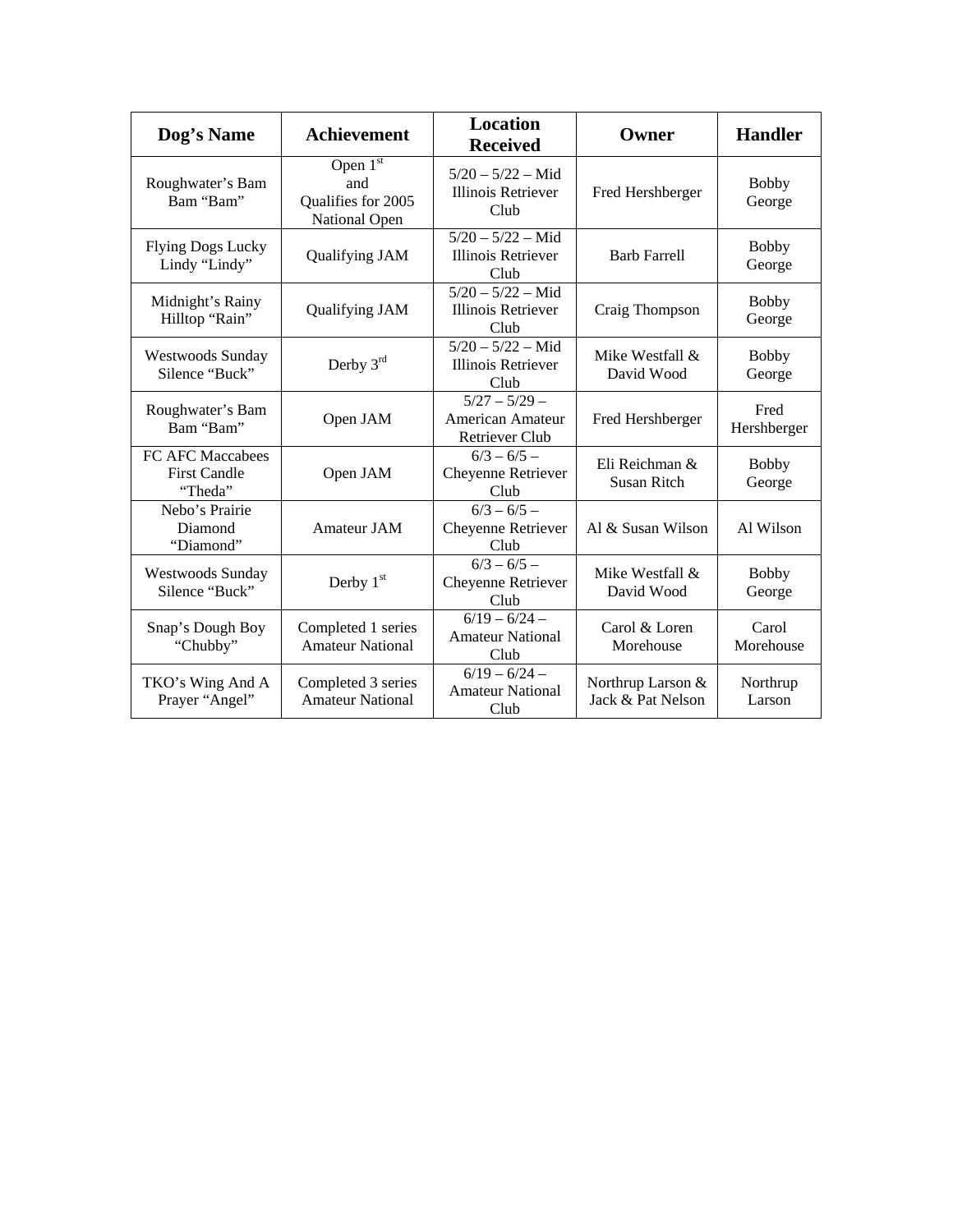| Dog's Name | Achievement | Location Received | Owner | Handler |
| --- | --- | --- | --- | --- |
| Roughwater's Bam Bam "Bam" | Open 1st and Qualifies for 2005 National Open | 5/20 – 5/22 – Mid Illinois Retriever Club | Fred Hershberger | Bobby George |
| Flying Dogs Lucky Lindy "Lindy" | Qualifying JAM | 5/20 – 5/22 – Mid Illinois Retriever Club | Barb Farrell | Bobby George |
| Midnight's Rainy Hilltop "Rain" | Qualifying JAM | 5/20 – 5/22 – Mid Illinois Retriever Club | Craig Thompson | Bobby George |
| Westwoods Sunday Silence "Buck" | Derby 3rd | 5/20 – 5/22 – Mid Illinois Retriever Club | Mike Westfall & David Wood | Bobby George |
| Roughwater's Bam Bam "Bam" | Open JAM | 5/27 – 5/29 – American Amateur Retriever Club | Fred Hershberger | Fred Hershberger |
| FC AFC Maccabees First Candle "Theda" | Open JAM | 6/3 – 6/5 – Cheyenne Retriever Club | Eli Reichman & Susan Ritch | Bobby George |
| Nebo's Prairie Diamond "Diamond" | Amateur JAM | 6/3 – 6/5 – Cheyenne Retriever Club | Al & Susan Wilson | Al Wilson |
| Westwoods Sunday Silence "Buck" | Derby 1st | 6/3 – 6/5 – Cheyenne Retriever Club | Mike Westfall & David Wood | Bobby George |
| Snap's Dough Boy "Chubby" | Completed 1 series Amateur National | 6/19 – 6/24 – Amateur National Club | Carol & Loren Morehouse | Carol Morehouse |
| TKO's Wing And A Prayer "Angel" | Completed 3 series Amateur National | 6/19 – 6/24 – Amateur National Club | Northrup Larson & Jack & Pat Nelson | Northrup Larson |